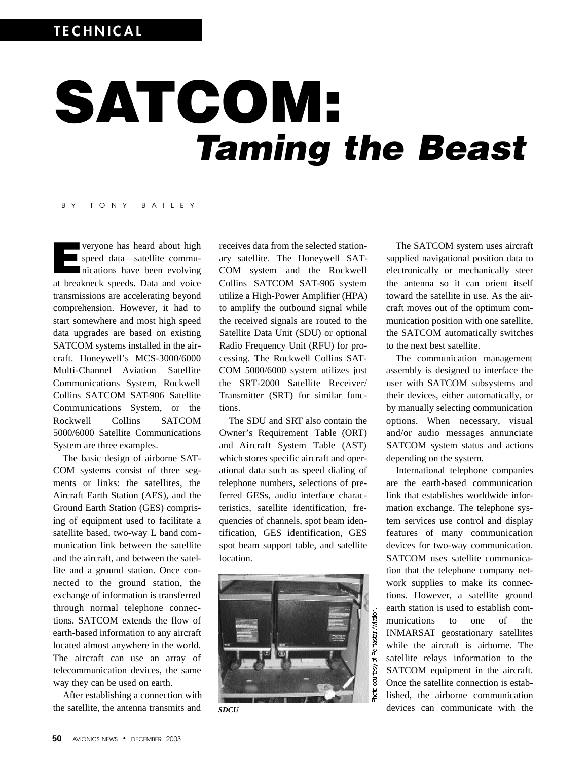# SATCOM: *Taming the Beast*

BY TONY BAILEY

Everyone has heard about high speed data—satellite communications have been evolving at breakneck speeds. Data and voice transmissions are accelerating beyond comprehension. However, it had to start somewhere and most high speed data upgrades are based on existing SATCOM systems installed in the aircraft. Honeywell's MCS-3000/6000 Multi-Channel Aviation Satellite Communications System, Rockwell Collins SATCOM SAT-906 Satellite Communications System, or the Rockwell Collins SATCOM 5000/6000 Satellite Communications System are three examples.

The basic design of airborne SATCOM systems consist of three segments or links: the satellites, the Aircraft Earth Station (AES), and the Ground Earth Station (GES) comprising of equipment used to facilitate a satellite based, two-way L band communication link between the satellite and the aircraft, and between the satellite and a ground station. Once connected to the ground station, the exchange of information is transferred through normal telephone connections. SATCOM extends the flow of earth-based information to any aircraft located almost anywhere in the world. The aircraft can use an array of telecommunication devices, the same way they can be used on earth.

After establishing a connection with the satellite, the antenna transmits and receives data from the selected stationary satellite. The Honeywell SATCOM system and the Rockwell Collins SATCOM SAT-906 system utilize a High-Power Amplifier (HPA) to amplify the outbound signal while the received signals are routed to the Satellite Data Unit (SDU) or optional Radio Frequency Unit (RFU) for processing. The Rockwell Collins SATCOM 5000/6000 system utilizes just the SRT-2000 Satellite Receiver/Transmitter (SRT) for similar functions.

The SDU and SRT also contain the Owner's Requirement Table (ORT) and Aircraft System Table (AST) which stores specific aircraft and operational data such as speed dialing of telephone numbers, selections of preferred GESs, audio interface characteristics, satellite identification, frequencies of channels, spot beam identification, GES identification, GES spot beam support table, and satellite location.

*SDCU*

Photo courtesy of Pentastar Aviation.

The SATCOM system uses aircraft supplied navigational position data to electronically or mechanically steer the antenna so it can orient itself toward the satellite in use. As the aircraft moves out of the optimum communication position with one satellite, the SATCOM automatically switches to the next best satellite.

The communication management assembly is designed to interface the user with SATCOM subsystems and their devices, either automatically, or by manually selecting communication options. When necessary, visual and/or audio messages annunciate SATCOM system status and actions depending on the system.

International telephone companies are the earth-based communication link that establishes worldwide information exchange. The telephone system services use control and display features of many communication devices for two-way communication. SATCOM uses satellite communication that the telephone company network supplies to make its connections. However, a satellite ground earth station is used to establish communications to one of the INMARSAT geostationary satellites while the aircraft is airborne. The satellite relays information to the SATCOM equipment in the aircraft. Once the satellite connection is established, the airborne communication devices can communicate with the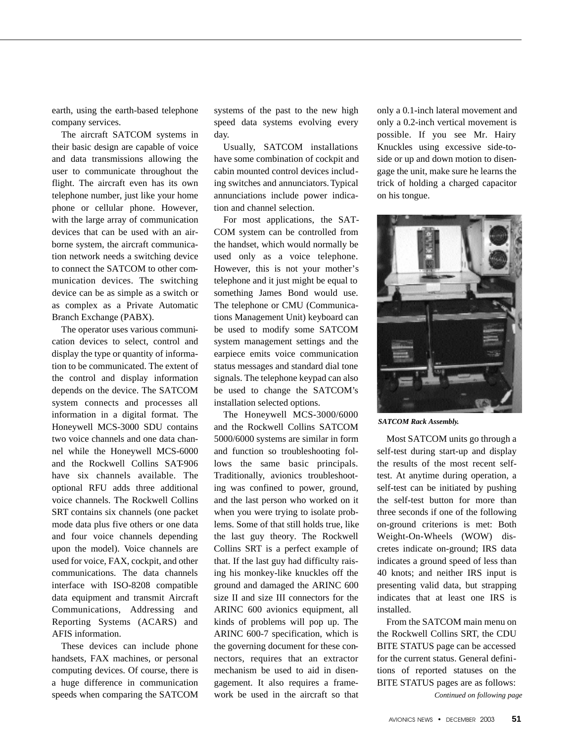earth, using the earth-based telephone company services.

The aircraft SATCOM systems in their basic design are capable of voice and data transmissions allowing the user to communicate throughout the flight. The aircraft even has its own telephone number, just like your home phone or cellular phone. However, with the large array of communication devices that can be used with an airborne system, the aircraft communication network needs a switching device to connect the SATCOM to other communication devices. The switching device can be as simple as a switch or as complex as a Private Automatic Branch Exchange (PABX).

The operator uses various communication devices to select, control and display the type or quantity of information to be communicated. The extent of the control and display information depends on the device. The SATCOM system connects and processes all information in a digital format. The Honeywell MCS-3000 SDU contains two voice channels and one data channel while the Honeywell MCS-6000 and the Rockwell Collins SAT-906 have six channels available. The optional RFU adds three additional voice channels. The Rockwell Collins SRT contains six channels (one packet mode data plus five others or one data and four voice channels depending upon the model). Voice channels are used for voice, FAX, cockpit, and other communications. The data channels interface with ISO-8208 compatible data equipment and transmit Aircraft Communications, Addressing and Reporting Systems (ACARS) and AFIS information.

These devices can include phone handsets, FAX machines, or personal computing devices. Of course, there is a huge difference in communication speeds when comparing the SATCOM systems of the past to the new high speed data systems evolving every day.

Usually, SATCOM installations have some combination of cockpit and cabin mounted control devices including switches and annunciators. Typical annunciations include power indication and channel selection.

For most applications, the SATCOM system can be controlled from the handset, which would normally be used only as a voice telephone. However, this is not your mother's telephone and it just might be equal to something James Bond would use. The telephone or CMU (Communications Management Unit) keyboard can be used to modify some SATCOM system management settings and the earpiece emits voice communication status messages and standard dial tone signals. The telephone keypad can also be used to change the SATCOM's installation selected options.

The Honeywell MCS-3000/6000 and the Rockwell Collins SATCOM 5000/6000 systems are similar in form and function so troubleshooting follows the same basic principals. Traditionally, avionics troubleshooting was confined to power, ground, and the last person who worked on it when you were trying to isolate problems. Some of that still holds true, like the last guy theory. The Rockwell Collins SRT is a perfect example of that. If the last guy had difficulty raising his monkey-like knuckles off the ground and damaged the ARINC 600 size II and size III connectors for the ARINC 600 avionics equipment, all kinds of problems will pop up. The ARINC 600-7 specification, which is the governing document for these connectors, requires that an extractor mechanism be used to aid in disengagement. It also requires a framework be used in the aircraft so that only a 0.1-inch lateral movement and only a 0.2-inch vertical movement is possible. If you see Mr. Hairy Knuckles using excessive side-to-side or up and down motion to disengage the unit, make sure he learns the trick of holding a charged capacitor on his tongue.

***SATCOM Rack Assembly.***

Most SATCOM units go through a self-test during start-up and display the results of the most recent self-test. At anytime during operation, a self-test can be initiated by pushing the self-test button for more than three seconds if one of the following on-ground criterions is met: Both Weight-On-Wheels (WOW) discretes indicate on-ground; IRS data indicates a ground speed of less than 40 knots; and neither IRS input is presenting valid data, but strapping indicates that at least one IRS is installed.

From the SATCOM main menu on the Rockwell Collins SRT, the CDU BITE STATUS page can be accessed for the current status. General definitions of reported statuses on the BITE STATUS pages are as follows:

*Continued on following page*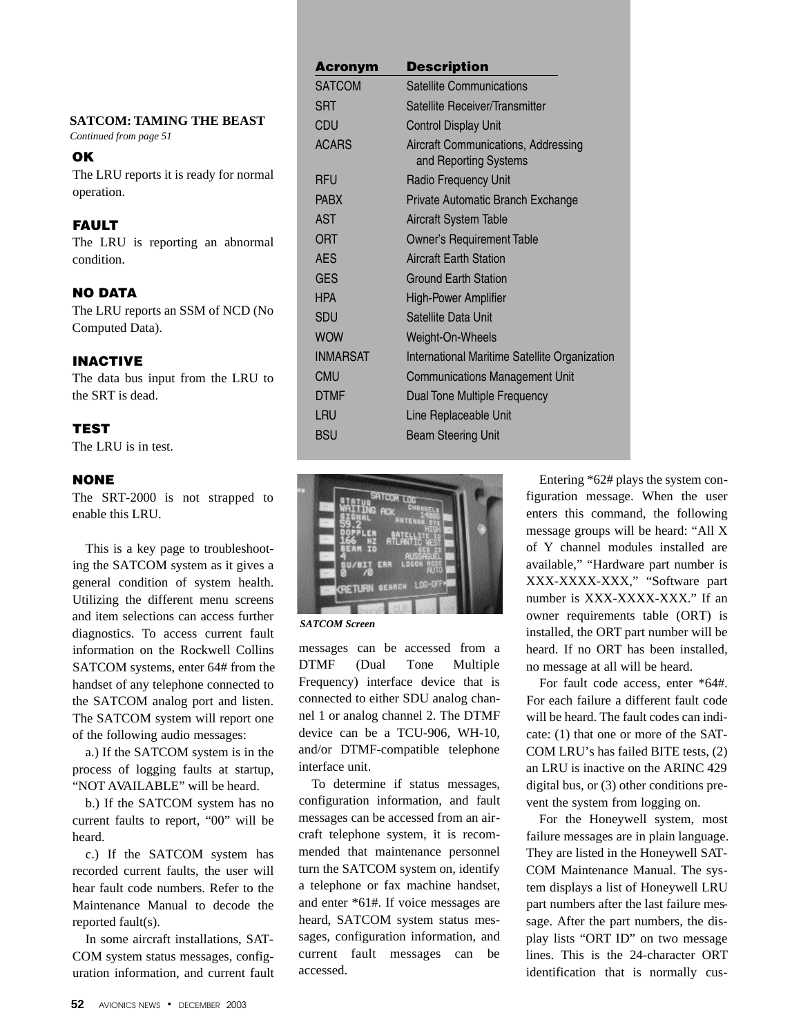**SATCOM: TAMING THE BEAST**
*Continued from page 51*

**OK**
The LRU reports it is ready for normal operation.

**FAULT**
The LRU is reporting an abnormal condition.

**NO DATA**
The LRU reports an SSM of NCD (No Computed Data).

**INACTIVE**
The data bus input from the LRU to the SRT is dead.

**TEST**
The LRU is in test.

**NONE**
The SRT-2000 is not strapped to enable this LRU.

This is a key page to troubleshooting the SATCOM system as it gives a general condition of system health. Utilizing the different menu screens and item selections can access further diagnostics. To access current fault information on the Rockwell Collins SATCOM systems, enter 64# from the handset of any telephone connected to the SATCOM analog port and listen. The SATCOM system will report one of the following audio messages:

a.) If the SATCOM system is in the process of logging faults at startup, "NOT AVAILABLE" will be heard.

b.) If the SATCOM system has no current faults to report, "00" will be heard.

c.) If the SATCOM system has recorded current faults, the user will hear fault code numbers. Refer to the Maintenance Manual to decode the reported fault(s).

In some aircraft installations, SATCOM system status messages, configuration information, and current fault messages can be accessed from a DTMF (Dual Tone Multiple Frequency) interface device that is connected to either SDU analog channel 1 or analog channel 2. The DTMF device can be a TCU-906, WH-10, and/or DTMF-compatible telephone interface unit.

To determine if status messages, configuration information, and fault messages can be accessed from an aircraft telephone system, it is recommended that maintenance personnel turn the SATCOM system on, identify a telephone or fax machine handset, and enter *61#. If voice messages are heard, SATCOM system status messages, configuration information, and current fault messages can be accessed.

| Acronym | Description |
|---|---|
| SATCOM | Satellite Communications |
| SRT | Satellite Receiver/Transmitter |
| CDU | Control Display Unit |
| ACARS | Aircraft Communications, Addressing and Reporting Systems |
| RFU | Radio Frequency Unit |
| PABX | Private Automatic Branch Exchange |
| AST | Aircraft System Table |
| ORT | Owner's Requirement Table |
| AES | Aircraft Earth Station |
| GES | Ground Earth Station |
| HPA | High-Power Amplifier |
| SDU | Satellite Data Unit |
| WOW | Weight-On-Wheels |
| INMARSAT | International Maritime Satellite Organization |
| CMU | Communications Management Unit |
| DTMF | Dual Tone Multiple Frequency |
| LRU | Line Replaceable Unit |
| BSU | Beam Steering Unit |

*SATCOM Screen*

Entering *62# plays the system configuration message. When the user enters this command, the following message groups will be heard: "All X of Y channel modules installed are available," "Hardware part number is XXX-XXXX-XXX," "Software part number is XXX-XXXX-XXX." If an owner requirements table (ORT) is installed, the ORT part number will be heard. If no ORT has been installed, no message at all will be heard.

For fault code access, enter *64#. For each failure a different fault code will be heard. The fault codes can indicate: (1) that one or more of the SATCOM LRU's has failed BITE tests, (2) an LRU is inactive on the ARINC 429 digital bus, or (3) other conditions prevent the system from logging on.

For the Honeywell system, most failure messages are in plain language. They are listed in the Honeywell SATCOM Maintenance Manual. The system displays a list of Honeywell LRU part numbers after the last failure message. After the part numbers, the display lists "ORT ID" on two message lines. This is the 24-character ORT identification that is normally cus-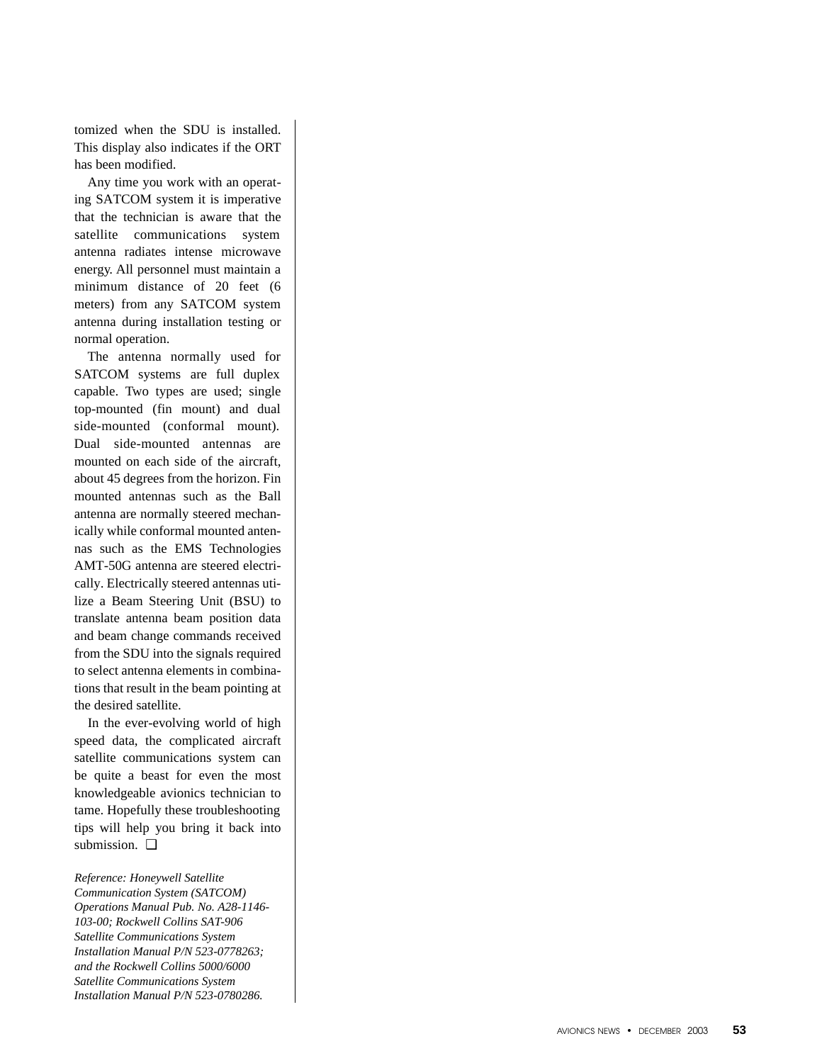tomized when the SDU is installed. This display also indicates if the ORT has been modified.

Any time you work with an operating SATCOM system it is imperative that the technician is aware that the satellite communications system antenna radiates intense microwave energy. All personnel must maintain a minimum distance of 20 feet (6 meters) from any SATCOM system antenna during installation testing or normal operation.

The antenna normally used for SATCOM systems are full duplex capable. Two types are used; single top-mounted (fin mount) and dual side-mounted (conformal mount). Dual side-mounted antennas are mounted on each side of the aircraft, about 45 degrees from the horizon. Fin mounted antennas such as the Ball antenna are normally steered mechanically while conformal mounted antennas such as the EMS Technologies AMT-50G antenna are steered electrically. Electrically steered antennas utilize a Beam Steering Unit (BSU) to translate antenna beam position data and beam change commands received from the SDU into the signals required to select antenna elements in combinations that result in the beam pointing at the desired satellite.

In the ever-evolving world of high speed data, the complicated aircraft satellite communications system can be quite a beast for even the most knowledgeable avionics technician to tame. Hopefully these troubleshooting tips will help you bring it back into submission. ❑

*Reference: Honeywell Satellite Communication System (SATCOM) Operations Manual Pub. No. A28-1146-103-00; Rockwell Collins SAT-906 Satellite Communications System Installation Manual P/N 523-0778263; and the Rockwell Collins 5000/6000 Satellite Communications System Installation Manual P/N 523-0780286.*